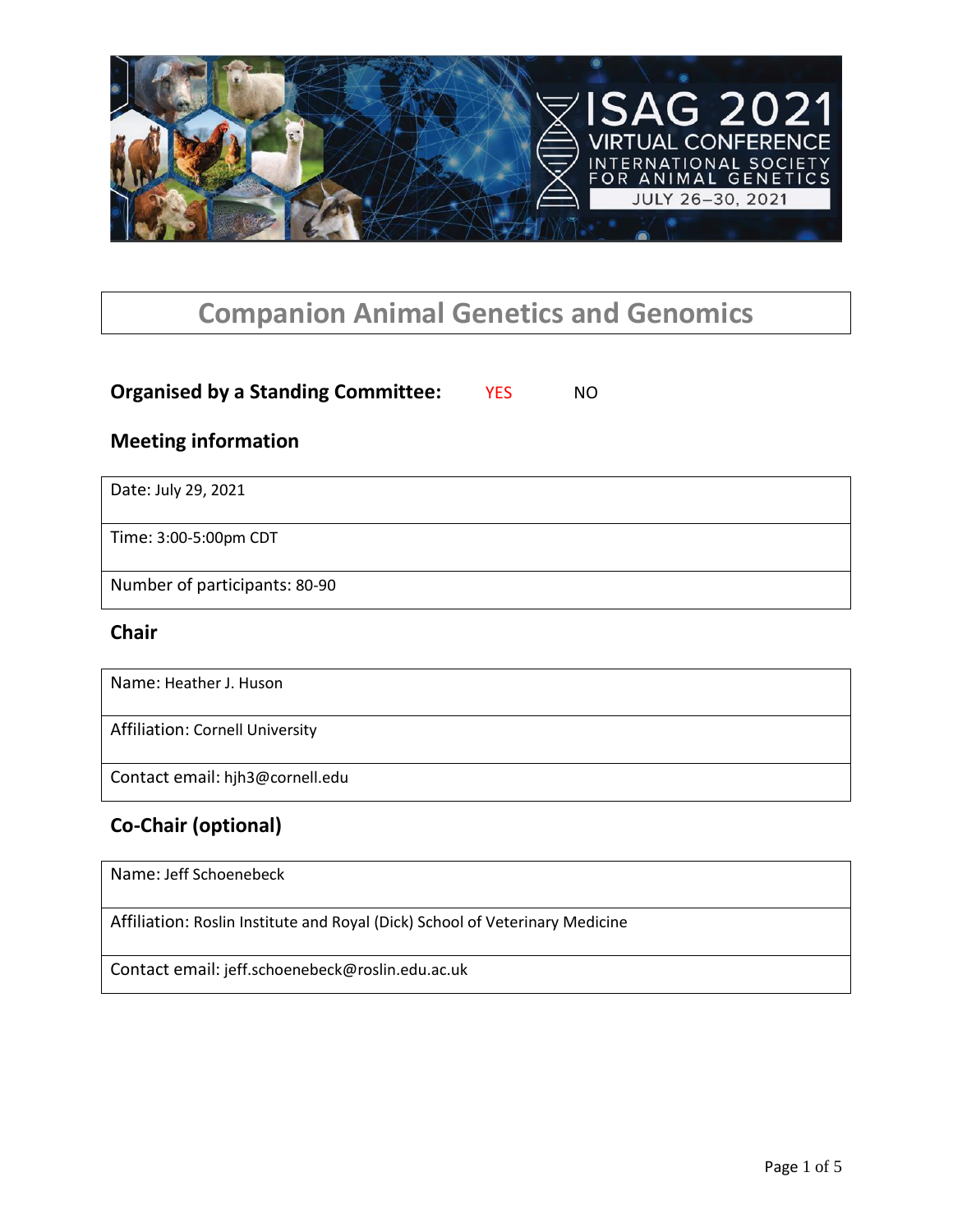# Companion Animal Genetics and Genomics

**Organised by a Standing Committee:** YES NO

## Meeting information

| Date: July 29, 2021 |
|---|
| Time: 3:00-5:00pm CDT |
| Number of participants: 80-90 |

## Chair

| Name: Heather J. Huson |
|---|
| Affiliation: Cornell University |
| Contact email: hjh3@cornell.edu |

## Co-Chair (optional)

| Name: Jeff Schoenebeck |
|---|
| Affiliation: Roslin Institute and Royal (Dick) School of Veterinary Medicine |
| Contact email: jeff.schoenebeck@roslin.edu.ac.uk |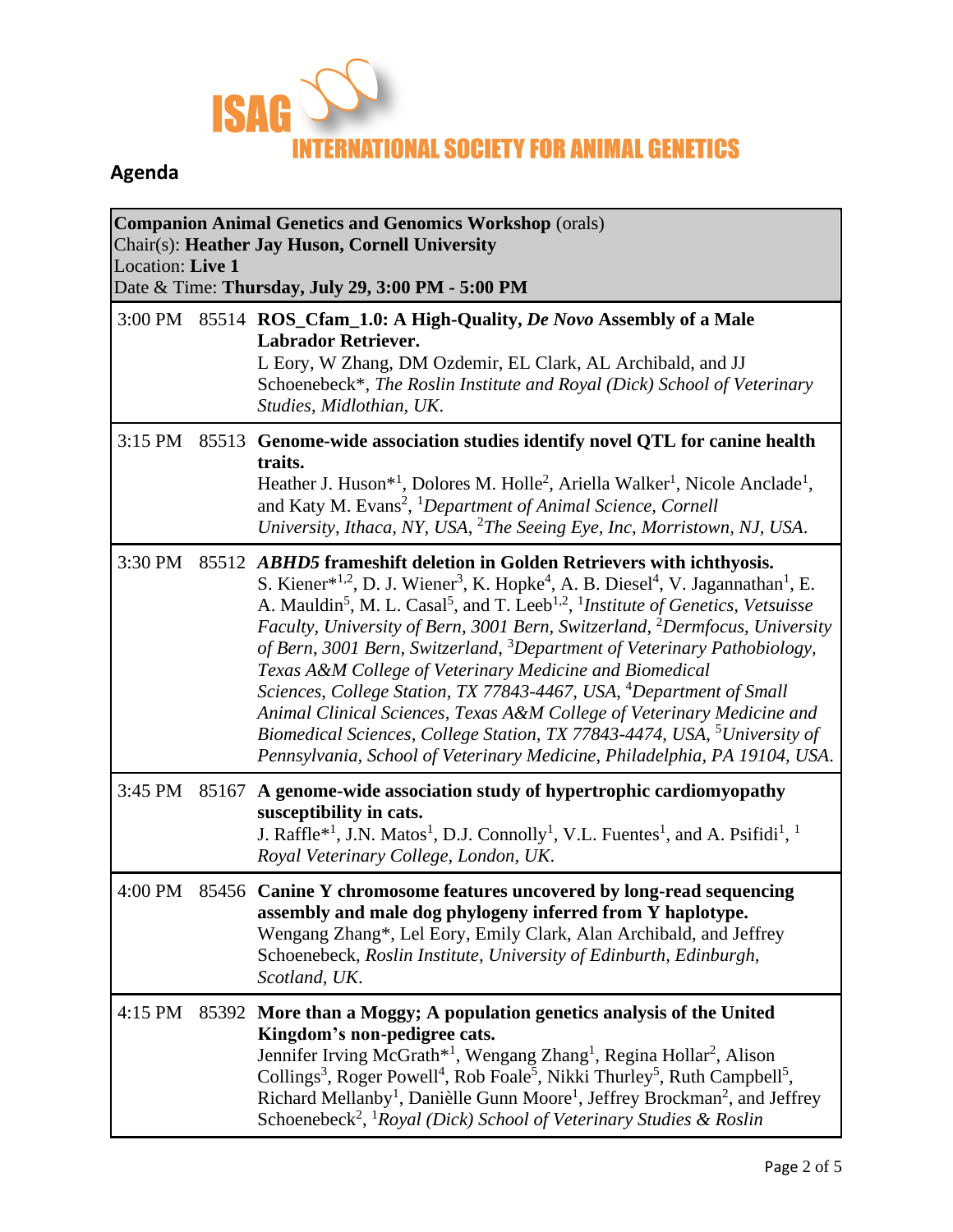ISAG INTERNATIONAL SOCIETY FOR ANIMAL GENETICS

## Agenda

| **Companion Animal Genetics and Genomics Workshop** (orals)<br>Chair(s): **Heather Jay Huson, Cornell University**<br>Location: **Live 1**<br>Date & Time: **Thursday, July 29, 3:00 PM - 5:00 PM** | | |
|---|---|---|
| 3:00 PM | 85514 | **ROS_Cfam_1.0: A High-Quality, *De Novo* Assembly of a Male Labrador Retriever.**<br>L Eory, W Zhang, DM Ozdemir, EL Clark, AL Archibald, and JJ Schoenebeck*, *The Roslin Institute and Royal (Dick) School of Veterinary Studies*, *Midlothian, UK.* |
| 3:15 PM | 85513 | **Genome-wide association studies identify novel QTL for canine health traits.**<br>Heather J. Huson*[1], Dolores M. Holle[2], Ariella Walker[1], Nicole Anclade[1], and Katy M. Evans[2], [1]*Department of Animal Science, Cornell University*, *Ithaca, NY, USA*, [2]*The Seeing Eye, Inc*, *Morristown, NJ, USA.* |
| 3:30 PM | 85512 | ***ABHD5* frameshift deletion in Golden Retrievers with ichthyosis.**<br>S. Kiener*[1,2], D. J. Wiener[3], K. Hopke[4], A. B. Diesel[4], V. Jagannathan[1], E. A. Mauldin[5], M. L. Casal[5], and T. Leeb[1,2], [1]*Institute of Genetics, Vetsuisse Faculty, University of Bern*, *3001 Bern, Switzerland*, [2]*Dermfocus, University of Bern*, *3001 Bern, Switzerland*, [3]*Department of Veterinary Pathobiology, Texas A&M College of Veterinary Medicine and Biomedical Sciences*, *College Station, TX 77843-4467, USA*, [4]*Department of Small Animal Clinical Sciences, Texas A&M College of Veterinary Medicine and Biomedical Sciences*, *College Station, TX 77843-4474, USA*, [5]*University of Pennsylvania, School of Veterinary Medicine*, *Philadelphia, PA 19104, USA.* |
| 3:45 PM | 85167 | **A genome-wide association study of hypertrophic cardiomyopathy susceptibility in cats.**<br>J. Raffle*[1], J.N. Matos[1], D.J. Connolly[1], V.L. Fuentes[1], and A. Psifidi[1], [1]*Royal Veterinary College*, *London, UK.* |
| 4:00 PM | 85456 | **Canine Y chromosome features uncovered by long-read sequencing assembly and male dog phylogeny inferred from Y haplotype.**<br>Wengang Zhang*, Lel Eory, Emily Clark, Alan Archibald, and Jeffrey Schoenebeck, *Roslin Institute, University of Edinburth*, *Edinburgh, Scotland, UK.* |
| 4:15 PM | 85392 | **More than a Moggy; A population genetics analysis of the United Kingdom's non-pedigree cats.**<br>Jennifer Irving McGrath*[1], Wengang Zhang[1], Regina Hollar[2], Alison Collings[3], Roger Powell[4], Rob Foale[5], Nikki Thurley[5], Ruth Campbell[5], Richard Mellanby[1], Danièlle Gunn Moore[1], Jeffrey Brockman[2], and Jeffrey Schoenebeck[2], [1]*Royal (Dick) School of Veterinary Studies & Roslin* |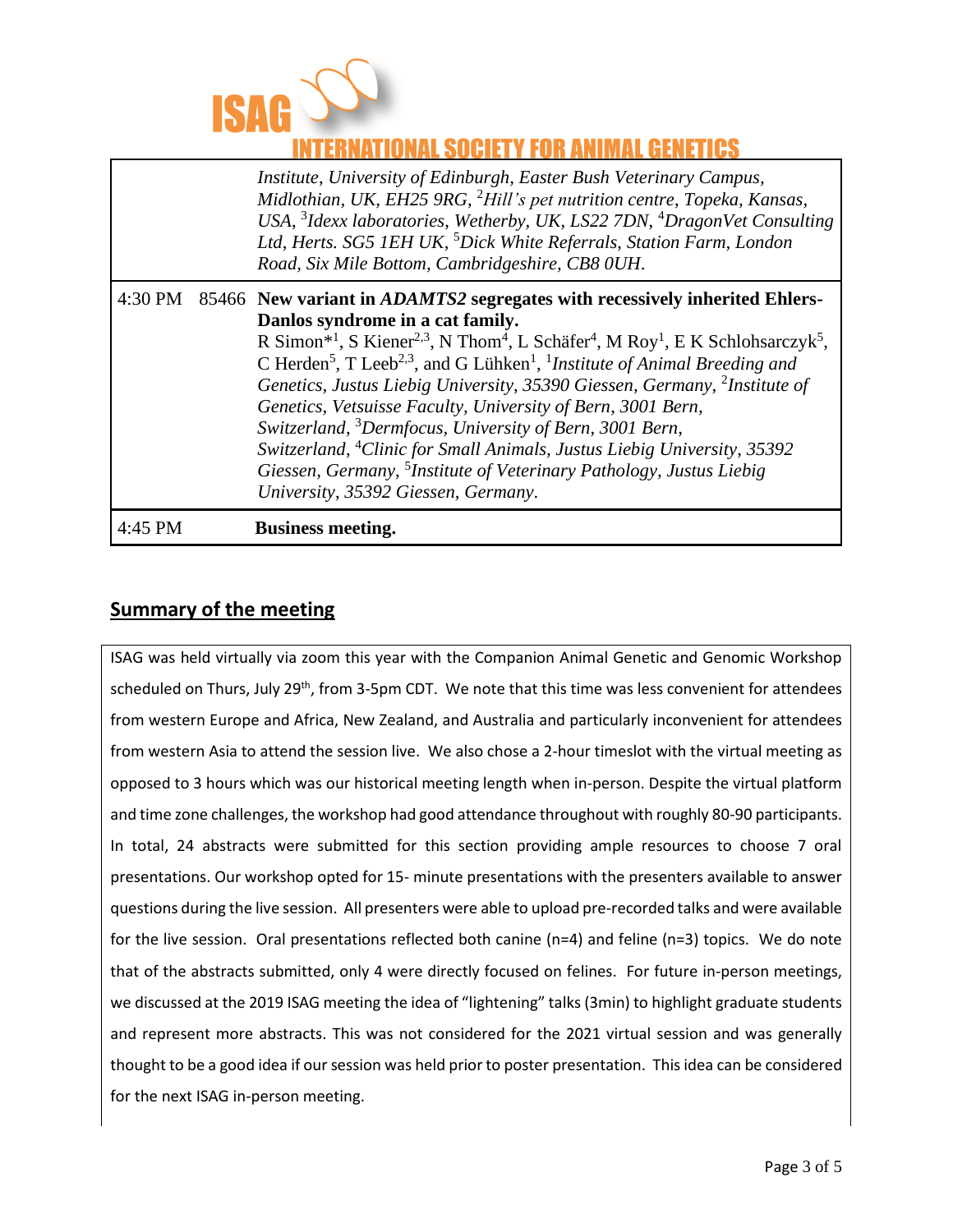| | | |
|---|---|---|
| | | *Institute, University of Edinburgh, Easter Bush Veterinary Campus, Midlothian, UK, EH25 9RG,* [2]*Hill's pet nutrition centre, Topeka, Kansas, USA,* [3]*Idexx laboratories, Wetherby, UK, LS22 7DN,* [4]*DragonVet Consulting Ltd, Herts. SG5 1EH UK,* [5]*Dick White Referrals, Station Farm, London Road, Six Mile Bottom, Cambridgeshire, CB8 0UH.* |
| 4:30 PM | 85466 | **New variant in *ADAMTS2* segregates with recessively inherited Ehlers-Danlos syndrome in a cat family.** R Simon*[1], S Kiener[2,3], N Thom[4], L Schäfer[4], M Roy[1], E K Schlohsarczyk[5], C Herden[5], T Leeb[2,3], and G Lühken[1], [1]*Institute of Animal Breeding and Genetics, Justus Liebig University, 35390 Giessen, Germany,* [2]*Institute of Genetics, Vetsuisse Faculty, University of Bern, 3001 Bern, Switzerland,* [3]*Dermfocus, University of Bern, 3001 Bern, Switzerland,* [4]*Clinic for Small Animals, Justus Liebig University, 35392 Giessen, Germany,* [5]*Institute of Veterinary Pathology, Justus Liebig University, 35392 Giessen, Germany.* |
| 4:45 PM | | **Business meeting.** |

## Summary of the meeting

ISAG was held virtually via zoom this year with the Companion Animal Genetic and Genomic Workshop scheduled on Thurs, July 29th, from 3-5pm CDT. We note that this time was less convenient for attendees from western Europe and Africa, New Zealand, and Australia and particularly inconvenient for attendees from western Asia to attend the session live. We also chose a 2-hour timeslot with the virtual meeting as opposed to 3 hours which was our historical meeting length when in-person. Despite the virtual platform and time zone challenges, the workshop had good attendance throughout with roughly 80-90 participants. In total, 24 abstracts were submitted for this section providing ample resources to choose 7 oral presentations. Our workshop opted for 15- minute presentations with the presenters available to answer questions during the live session. All presenters were able to upload pre-recorded talks and were available for the live session. Oral presentations reflected both canine (n=4) and feline (n=3) topics. We do note that of the abstracts submitted, only 4 were directly focused on felines. For future in-person meetings, we discussed at the 2019 ISAG meeting the idea of "lightening" talks (3min) to highlight graduate students and represent more abstracts. This was not considered for the 2021 virtual session and was generally thought to be a good idea if our session was held prior to poster presentation. This idea can be considered for the next ISAG in-person meeting.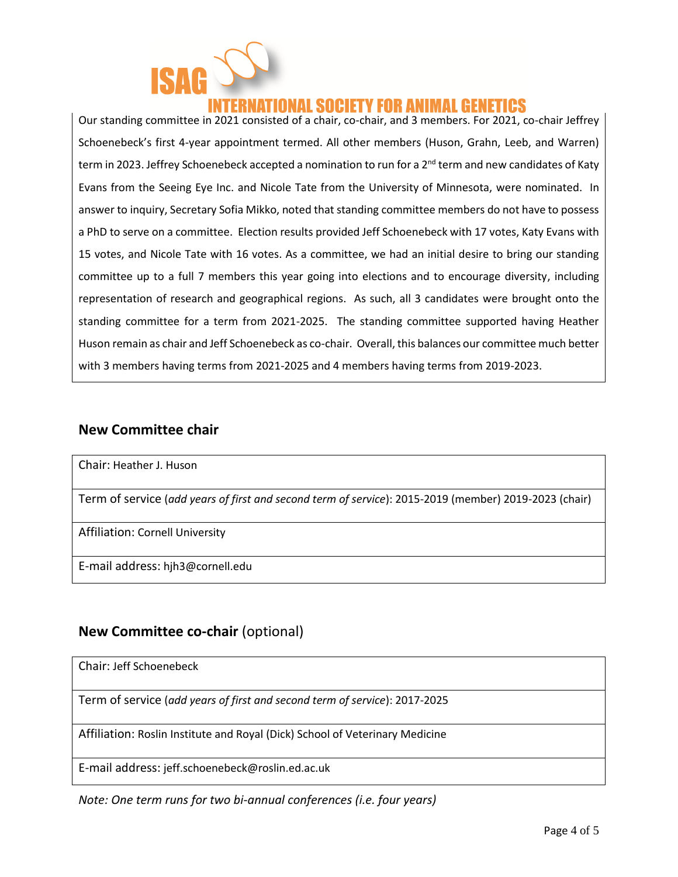Our standing committee in 2021 consisted of a chair, co-chair, and 3 members. For 2021, co-chair Jeffrey Schoenebeck's first 4-year appointment termed. All other members (Huson, Grahn, Leeb, and Warren) term in 2023. Jeffrey Schoenebeck accepted a nomination to run for a 2nd term and new candidates of Katy Evans from the Seeing Eye Inc. and Nicole Tate from the University of Minnesota, were nominated. In answer to inquiry, Secretary Sofia Mikko, noted that standing committee members do not have to possess a PhD to serve on a committee. Election results provided Jeff Schoenebeck with 17 votes, Katy Evans with 15 votes, and Nicole Tate with 16 votes. As a committee, we had an initial desire to bring our standing committee up to a full 7 members this year going into elections and to encourage diversity, including representation of research and geographical regions. As such, all 3 candidates were brought onto the standing committee for a term from 2021-2025. The standing committee supported having Heather Huson remain as chair and Jeff Schoenebeck as co-chair. Overall, this balances our committee much better with 3 members having terms from 2021-2025 and 4 members having terms from 2019-2023.

## New Committee chair

| Chair: Heather J. Huson |
|---|
| Term of service (*add years of first and second term of service*): 2015-2019 (member) 2019-2023 (chair) |
| Affiliation: Cornell University |
| E-mail address: hjh3@cornell.edu |

## New Committee co-chair (optional)

| Chair: Jeff Schoenebeck |
|---|
| Term of service (*add years of first and second term of service*): 2017-2025 |
| Affiliation: Roslin Institute and Royal (Dick) School of Veterinary Medicine |
| E-mail address: jeff.schoenebeck@roslin.ed.ac.uk |

*Note: One term runs for two bi-annual conferences (i.e. four years)*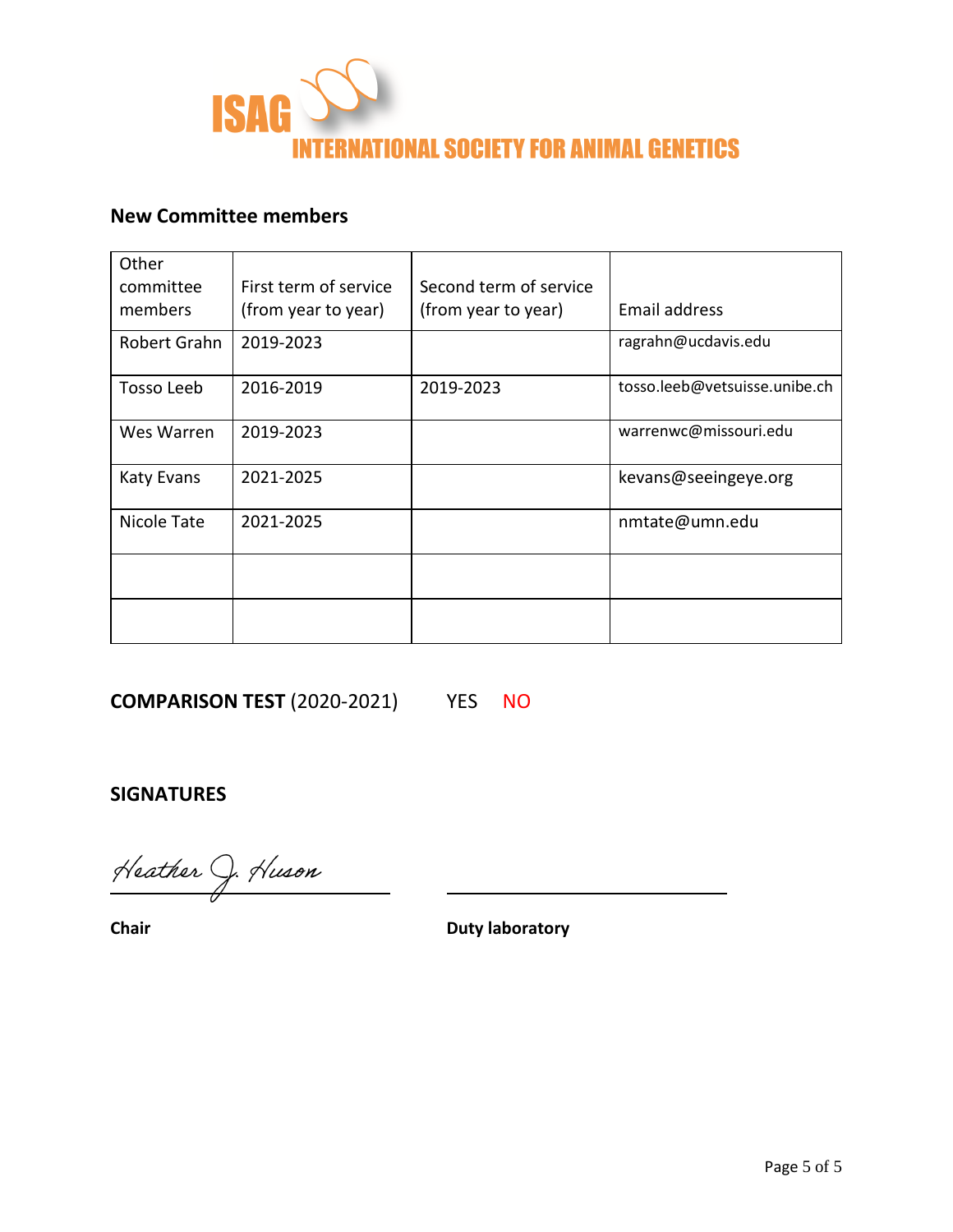ISAG
INTERNATIONAL SOCIETY FOR ANIMAL GENETICS

## New Committee members

| Other committee members | First term of service (from year to year) | Second term of service (from year to year) | Email address |
|---|---|---|---|
| Robert Grahn | 2019-2023 | | ragrahn@ucdavis.edu |
| Tosso Leeb | 2016-2019 | 2019-2023 | tosso.leeb@vetsuisse.unibe.ch |
| Wes Warren | 2019-2023 | | warrenwc@missouri.edu |
| Katy Evans | 2021-2025 | | kevans@seeingeye.org |
| Nicole Tate | 2021-2025 | | nmtate@umn.edu |
| | | | |
| | | | |

**COMPARISON TEST** (2020-2021) YES NO

## SIGNATURES

Heather J. Huson

**Chair**

**Duty laboratory**